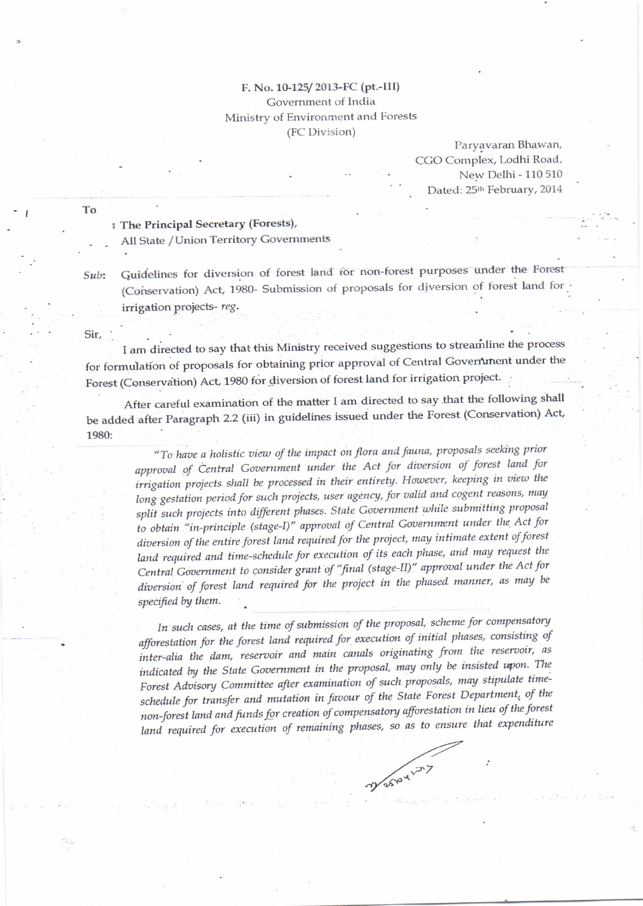F. No. 10-125/ 2013-FC (pt.-III)
Government of India
Ministry of Environment and Forests
(FC Division)

Paryavaran Bhawan,
CGO Complex, Lodhi Road,
New Delhi - 110 510
Dated: 25th February, 2014

To

**The Principal Secretary (Forests),**
All State / Union Territory Governments

Sub: Guidelines for diversion of forest land for non-forest purposes under the Forest (Conservation) Act, 1980- Submission of proposals for diversion of forest land for irrigation projects- *reg.*

Sir,

I am directed to say that this Ministry received suggestions to streamline the process for formulation of proposals for obtaining prior approval of Central Government under the Forest (Conservation) Act, 1980 for diversion of forest land for irrigation project.

After careful examination of the matter I am directed to say that the following shall be added after Paragraph 2.2 (iii) in guidelines issued under the Forest (Conservation) Act, 1980:

> *"To have a holistic view of the impact on flora and fauna, proposals seeking prior approval of Central Government under the Act for diversion of forest land for irrigation projects shall be processed in their entirety. However, keeping in view the long gestation period for such projects, user agency, for valid and cogent reasons, may split such projects into different phases. State Government while submitting proposal to obtain "in-principle (stage-I)" approval of Central Government under the Act for diversion of the entire forest land required for the project, may intimate extent of forest land required and time-schedule for execution of its each phase, and may request the Central Government to consider grant of "final (stage-II)" approval under the Act for diversion of forest land required for the project in the phased manner, as may be specified by them.*
>
> *In such cases, at the time of submission of the proposal, scheme for compensatory afforestation for the forest land required for execution of initial phases, consisting of inter-alia the dam, reservoir and main canals originating from the reservoir, as indicated by the State Government in the proposal, may only be insisted upon. The Forest Advisory Committee after examination of such proposals, may stipulate time-schedule for transfer and mutation in favour of the State Forest Department, of the non-forest land and funds for creation of compensatory afforestation in lieu of the forest land required for execution of remaining phases, so as to ensure that expenditure*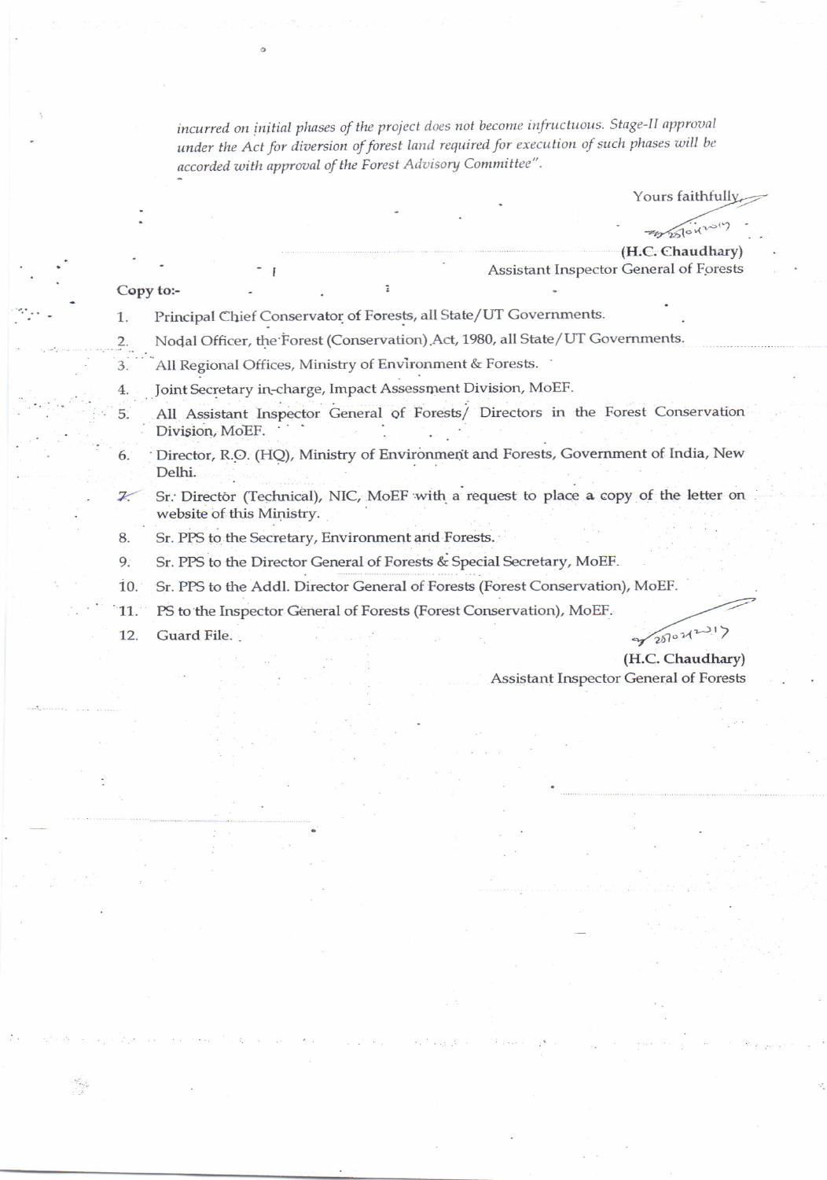*incurred on initial phases of the project does not become infructuous. Stage-II approval under the Act for diversion of forest land required for execution of such phases will be accorded with approval of the Forest Advisory Committee".*

Yours faithfully,

(H.C. Chaudhary)
Assistant Inspector General of Forests

Copy to:-

1. Principal Chief Conservator of Forests, all State/UT Governments.
2. Nodal Officer, the Forest (Conservation) Act, 1980, all State/UT Governments.
3. All Regional Offices, Ministry of Environment & Forests.
4. Joint Secretary in-charge, Impact Assessment Division, MoEF.
5. All Assistant Inspector General of Forests/ Directors in the Forest Conservation Division, MoEF.
6. Director, R.O. (HQ), Ministry of Environment and Forests, Government of India, New Delhi.
7. Sr. Director (Technical), NIC, MoEF with a request to place a copy of the letter on website of this Ministry.
8. Sr. PPS to the Secretary, Environment and Forests.
9. Sr. PPS to the Director General of Forests & Special Secretary, MoEF.
10. Sr. PPS to the Addl. Director General of Forests (Forest Conservation), MoEF.
11. PS to the Inspector General of Forests (Forest Conservation), MoEF.
12. Guard File.

(H.C. Chaudhary)
Assistant Inspector General of Forests